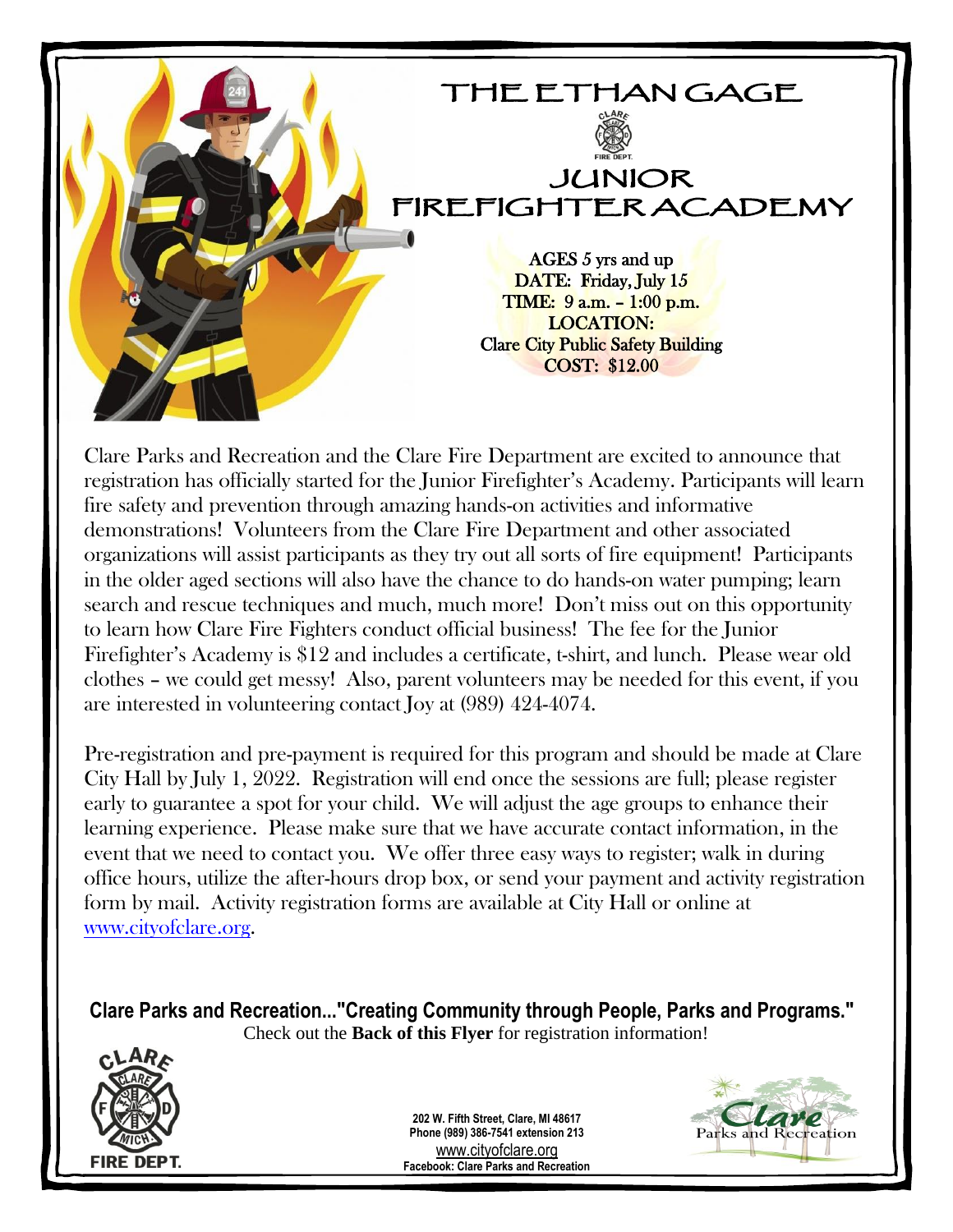# THE ETHAN GAGE JUNIOR FIREFIGHTER ACADEMY

**AGES 5 yrs and up**
**DATE: Friday, July 15**
**TIME: 9 a.m. – 1:00 p.m.**
**LOCATION:**
**Clare City Public Safety Building**
**COST: $12.00**

Clare Parks and Recreation and the Clare Fire Department are excited to announce that registration has officially started for the Junior Firefighter's Academy. Participants will learn fire safety and prevention through amazing hands-on activities and informative demonstrations! Volunteers from the Clare Fire Department and other associated organizations will assist participants as they try out all sorts of fire equipment! Participants in the older aged sections will also have the chance to do hands-on water pumping; learn search and rescue techniques and much, much more! Don't miss out on this opportunity to learn how Clare Fire Fighters conduct official business! The fee for the Junior Firefighter's Academy is $12 and includes a certificate, t-shirt, and lunch. Please wear old clothes – we could get messy! Also, parent volunteers may be needed for this event, if you are interested in volunteering contact Joy at (989) 424-4074.

Pre-registration and pre-payment is required for this program and should be made at Clare City Hall by July 1, 2022. Registration will end once the sessions are full; please register early to guarantee a spot for your child. We will adjust the age groups to enhance their learning experience. Please make sure that we have accurate contact information, in the event that we need to contact you. We offer three easy ways to register; walk in during office hours, utilize the after-hours drop box, or send your payment and activity registration form by mail. Activity registration forms are available at City Hall or online at www.cityofclare.org.

**Clare Parks and Recreation..."Creating Community through People, Parks and Programs."**
Check out the **Back of this Flyer** for registration information!

**202 W. Fifth Street, Clare, MI 48617**
**Phone (989) 386-7541 extension 213**
www.cityofclare.org
**Facebook: Clare Parks and Recreation**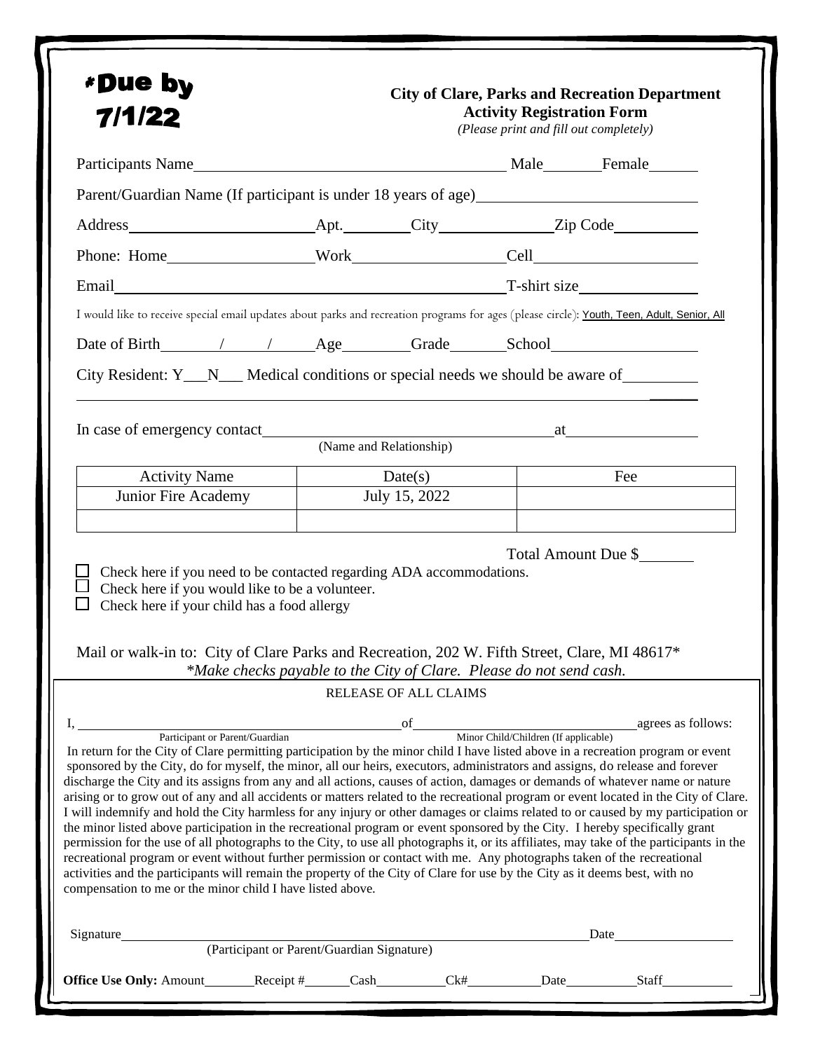**\*Due by 7/1/22**

**City of Clare, Parks and Recreation Department**
**Activity Registration Form**
*(Please print and fill out completely)*

Participants Name_______________________________ Male_______Female______

Parent/Guardian Name (If participant is under 18 years of age)___________________________

Address______________________Apt._________City______________Zip Code__________

Phone: Home__________________Work__________________Cell____________________

Email_______________________________________________T-shirt size_______________

I would like to receive special email updates about parks and recreation programs for ages (please circle): Youth, Teen, Adult, Senior, All

Date of Birth_______/_____/_____Age________Grade_______School__________________

City Resident: Y___N___ Medical conditions or special needs we should be aware of_________

_____________________________________________________________________________

In case of emergency contact_________________________________at________________
(Name and Relationship)

| Activity Name | Date(s) | Fee |
|---|---|---|
| Junior Fire Academy | July 15, 2022 | |
| | | |

Total Amount Due $_______

- ☐ Check here if you need to be contacted regarding ADA accommodations.
- ☐ Check here if you would like to be a volunteer.
- ☐ Check here if your child has a food allergy

Mail or walk-in to: City of Clare Parks and Recreation, 202 W. Fifth Street, Clare, MI 48617*
*\*Make checks payable to the City of Clare. Please do not send cash.*

RELEASE OF ALL CLAIMS

I, _______________________________________ of ________________________________ agrees as follows:
Participant or Parent/Guardian — Minor Child/Children (If applicable)

In return for the City of Clare permitting participation by the minor child I have listed above in a recreation program or event sponsored by the City, do for myself, the minor, all our heirs, executors, administrators and assigns, do release and forever discharge the City and its assigns from any and all actions, causes of action, damages or demands of whatever name or nature arising or to grow out of any and all accidents or matters related to the recreational program or event located in the City of Clare. I will indemnify and hold the City harmless for any injury or other damages or claims related to or caused by my participation or the minor listed above participation in the recreational program or event sponsored by the City. I hereby specifically grant permission for the use of all photographs to the City, to use all photographs it, or its affiliates, may take of the participants in the recreational program or event without further permission or contact with me. Any photographs taken of the recreational activities and the participants will remain the property of the City of Clare for use by the City as it deems best, with no compensation to me or the minor child I have listed above.

Signature_____________________________________________________________Date________________
(Participant or Parent/Guardian Signature)

**Office Use Only:** Amount_______Receipt #______Cash_________Ck#_________Date_________Staff_________